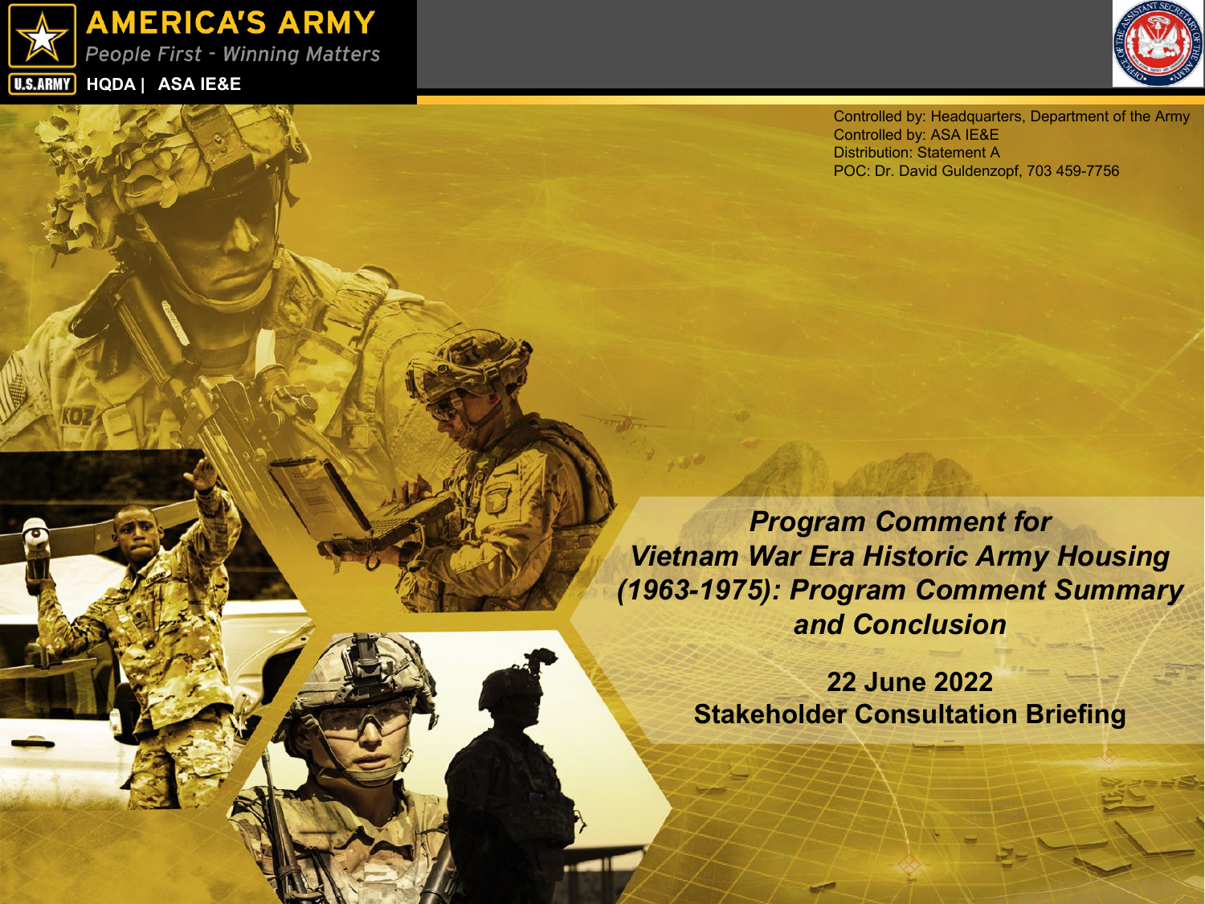AMERICA'S ARMY

*People First - Winning Matters*

U.S.ARMY HQDA | ASA IE&E

Controlled by: Headquarters, Department of the Army
Controlled by: ASA IE&E
Distribution: Statement A
POC: Dr. David Guldenzopf, 703 459-7756

# *Program Comment for Vietnam War Era Historic Army Housing (1963-1975): Program Comment Summary and Conclusion*

**22 June 2022**

**Stakeholder Consultation Briefing**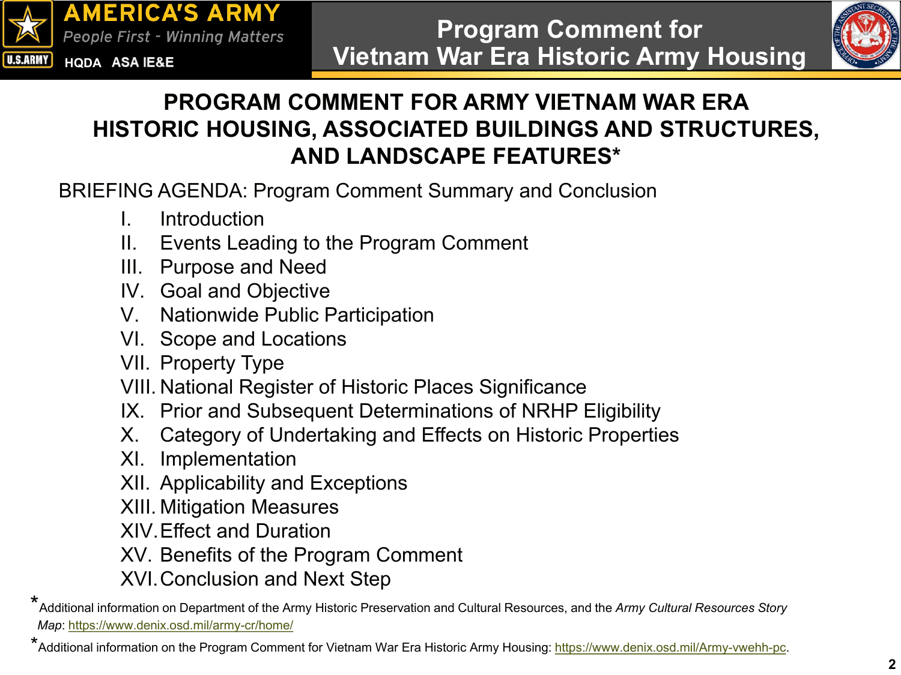# PROGRAM COMMENT FOR ARMY VIETNAM WAR ERA HISTORIC HOUSING, ASSOCIATED BUILDINGS AND STRUCTURES, AND LANDSCAPE FEATURES*

BRIEFING AGENDA: Program Comment Summary and Conclusion

- I. Introduction
- II. Events Leading to the Program Comment
- III. Purpose and Need
- IV. Goal and Objective
- V. Nationwide Public Participation
- VI. Scope and Locations
- VII. Property Type
- VIII. National Register of Historic Places Significance
- IX. Prior and Subsequent Determinations of NRHP Eligibility
- X. Category of Undertaking and Effects on Historic Properties
- XI. Implementation
- XII. Applicability and Exceptions
- XIII. Mitigation Measures
- XIV. Effect and Duration
- XV. Benefits of the Program Comment
- XVI. Conclusion and Next Step

*Additional information on Department of the Army Historic Preservation and Cultural Resources, and the *Army Cultural Resources Story Map*: https://www.denix.osd.mil/army-cr/home/

*Additional information on the Program Comment for Vietnam War Era Historic Army Housing: https://www.denix.osd.mil/Army-vwehh-pc.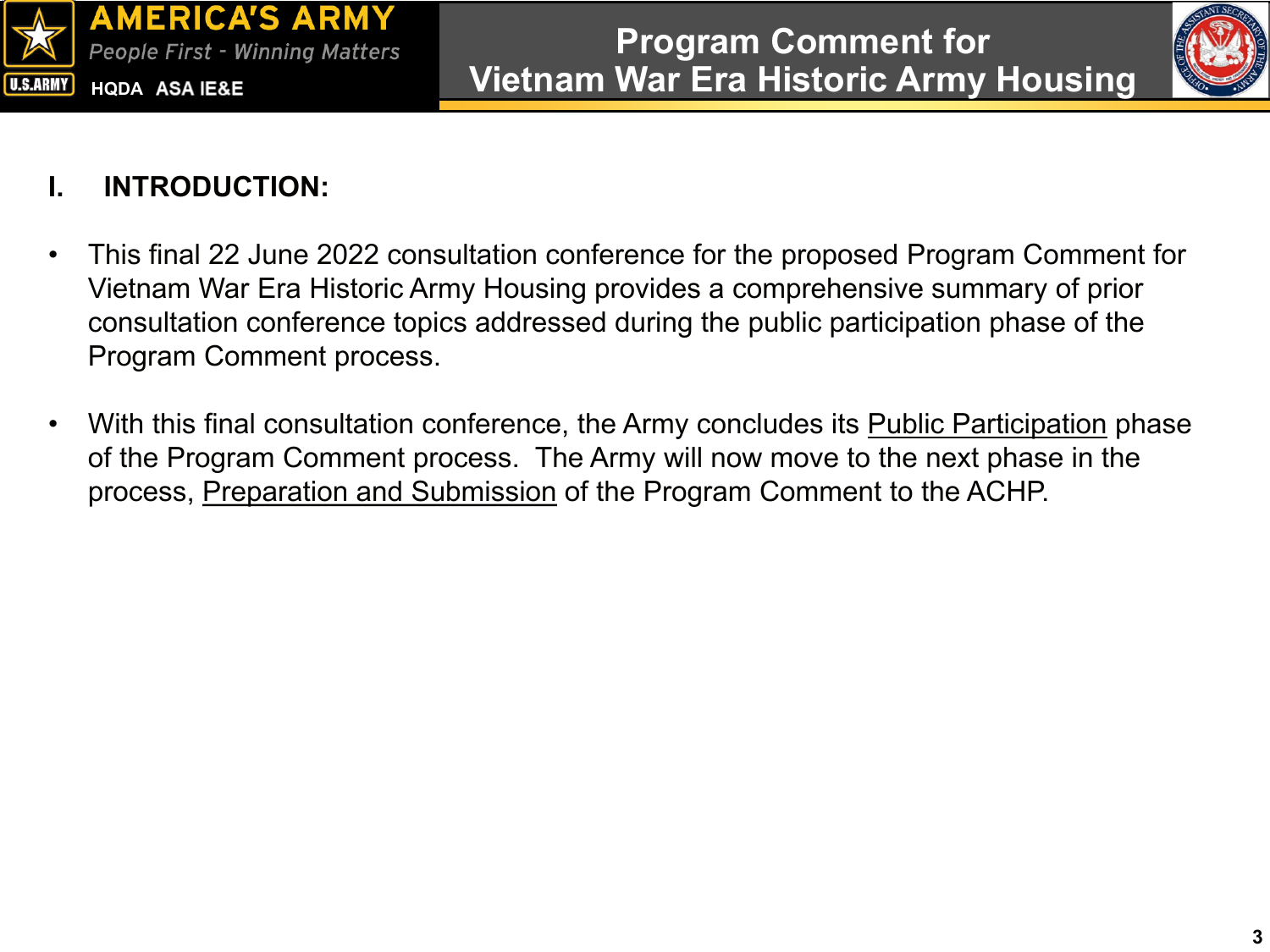## I. INTRODUCTION:

- This final 22 June 2022 consultation conference for the proposed Program Comment for Vietnam War Era Historic Army Housing provides a comprehensive summary of prior consultation conference topics addressed during the public participation phase of the Program Comment process.

- With this final consultation conference, the Army concludes its <u>Public Participation</u> phase of the Program Comment process. The Army will now move to the next phase in the process, <u>Preparation and Submission</u> of the Program Comment to the ACHP.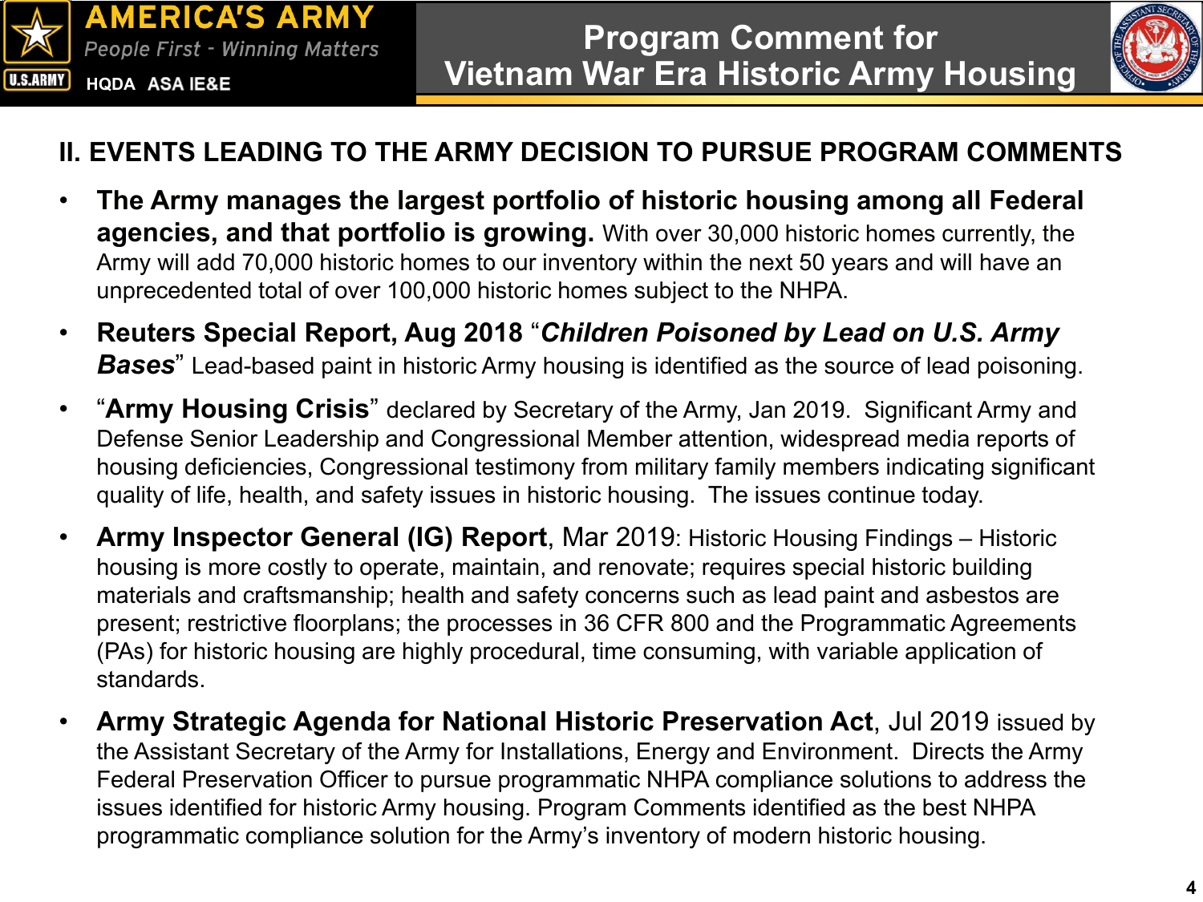# Program Comment for Vietnam War Era Historic Army Housing

## II. EVENTS LEADING TO THE ARMY DECISION TO PURSUE PROGRAM COMMENTS

- **The Army manages the largest portfolio of historic housing among all Federal agencies, and that portfolio is growing.** With over 30,000 historic homes currently, the Army will add 70,000 historic homes to our inventory within the next 50 years and will have an unprecedented total of over 100,000 historic homes subject to the NHPA.
- **Reuters Special Report, Aug 2018** "***Children Poisoned by Lead on U.S. Army Bases***" Lead-based paint in historic Army housing is identified as the source of lead poisoning.
- "**Army Housing Crisis**" declared by Secretary of the Army, Jan 2019. Significant Army and Defense Senior Leadership and Congressional Member attention, widespread media reports of housing deficiencies, Congressional testimony from military family members indicating significant quality of life, health, and safety issues in historic housing. The issues continue today.
- **Army Inspector General (IG) Report**, Mar 2019: Historic Housing Findings – Historic housing is more costly to operate, maintain, and renovate; requires special historic building materials and craftsmanship; health and safety concerns such as lead paint and asbestos are present; restrictive floorplans; the processes in 36 CFR 800 and the Programmatic Agreements (PAs) for historic housing are highly procedural, time consuming, with variable application of standards.
- **Army Strategic Agenda for National Historic Preservation Act**, Jul 2019 issued by the Assistant Secretary of the Army for Installations, Energy and Environment. Directs the Army Federal Preservation Officer to pursue programmatic NHPA compliance solutions to address the issues identified for historic Army housing. Program Comments identified as the best NHPA programmatic compliance solution for the Army's inventory of modern historic housing.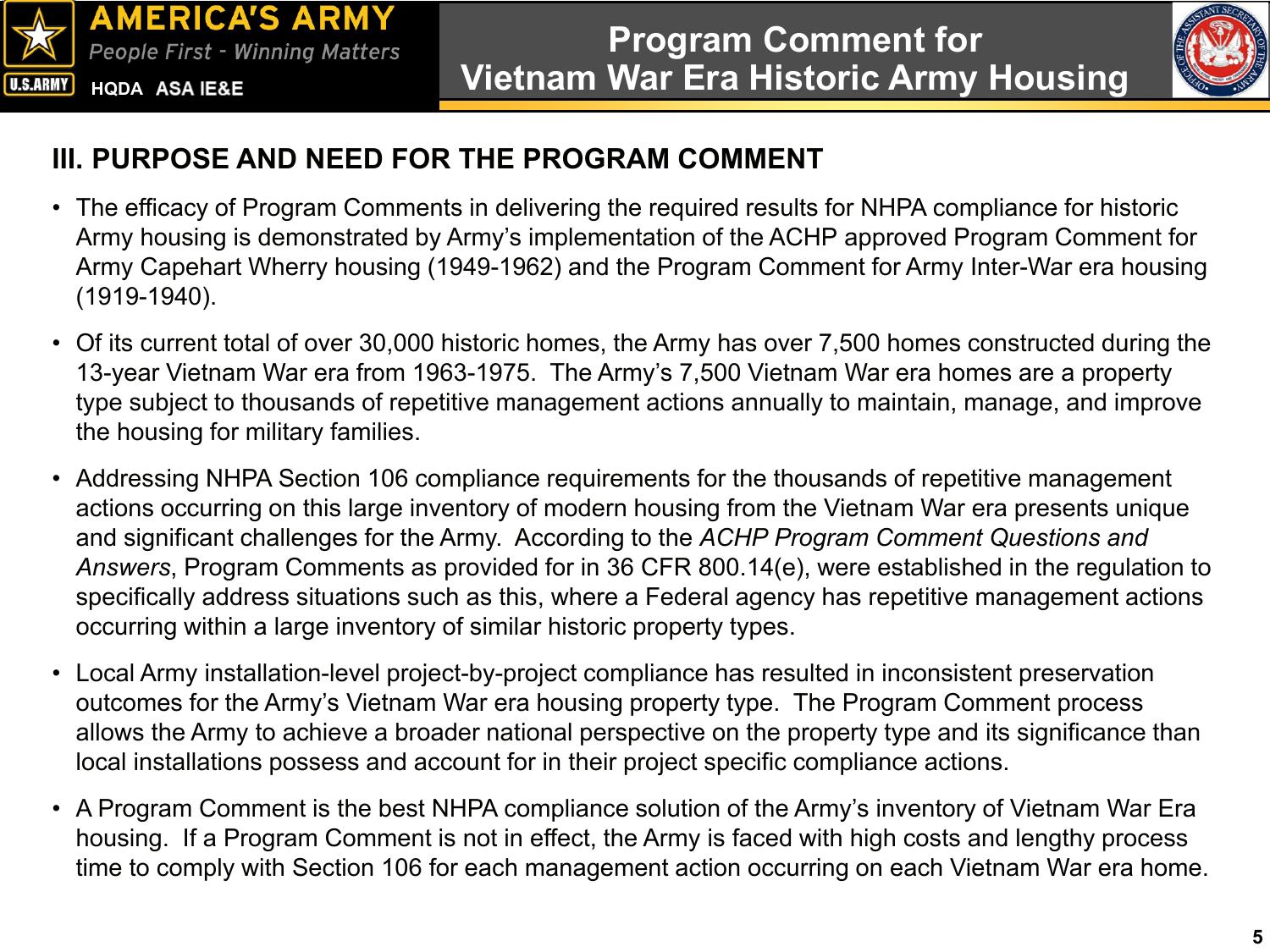## III. PURPOSE AND NEED FOR THE PROGRAM COMMENT

- The efficacy of Program Comments in delivering the required results for NHPA compliance for historic Army housing is demonstrated by Army's implementation of the ACHP approved Program Comment for Army Capehart Wherry housing (1949-1962) and the Program Comment for Army Inter-War era housing (1919-1940).
- Of its current total of over 30,000 historic homes, the Army has over 7,500 homes constructed during the 13-year Vietnam War era from 1963-1975. The Army's 7,500 Vietnam War era homes are a property type subject to thousands of repetitive management actions annually to maintain, manage, and improve the housing for military families.
- Addressing NHPA Section 106 compliance requirements for the thousands of repetitive management actions occurring on this large inventory of modern housing from the Vietnam War era presents unique and significant challenges for the Army. According to the *ACHP Program Comment Questions and Answers*, Program Comments as provided for in 36 CFR 800.14(e), were established in the regulation to specifically address situations such as this, where a Federal agency has repetitive management actions occurring within a large inventory of similar historic property types.
- Local Army installation-level project-by-project compliance has resulted in inconsistent preservation outcomes for the Army's Vietnam War era housing property type. The Program Comment process allows the Army to achieve a broader national perspective on the property type and its significance than local installations possess and account for in their project specific compliance actions.
- A Program Comment is the best NHPA compliance solution of the Army's inventory of Vietnam War Era housing. If a Program Comment is not in effect, the Army is faced with high costs and lengthy process time to comply with Section 106 for each management action occurring on each Vietnam War era home.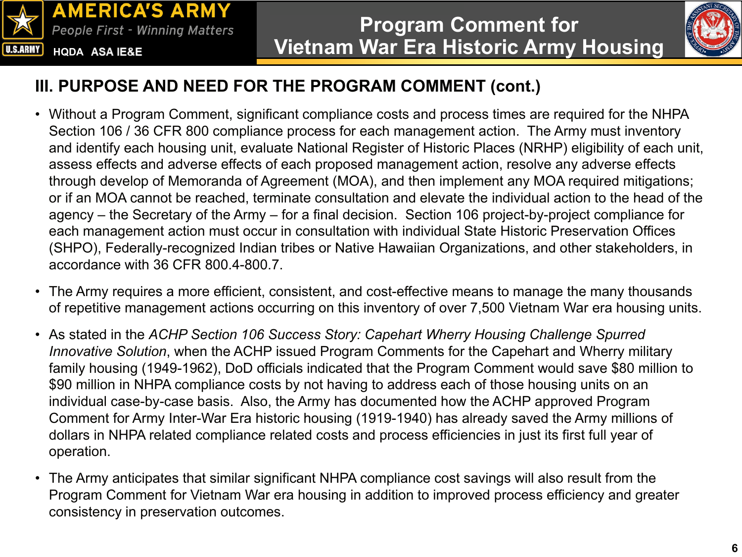## III. PURPOSE AND NEED FOR THE PROGRAM COMMENT (cont.)

- Without a Program Comment, significant compliance costs and process times are required for the NHPA Section 106 / 36 CFR 800 compliance process for each management action. The Army must inventory and identify each housing unit, evaluate National Register of Historic Places (NRHP) eligibility of each unit, assess effects and adverse effects of each proposed management action, resolve any adverse effects through develop of Memoranda of Agreement (MOA), and then implement any MOA required mitigations; or if an MOA cannot be reached, terminate consultation and elevate the individual action to the head of the agency – the Secretary of the Army – for a final decision. Section 106 project-by-project compliance for each management action must occur in consultation with individual State Historic Preservation Offices (SHPO), Federally-recognized Indian tribes or Native Hawaiian Organizations, and other stakeholders, in accordance with 36 CFR 800.4-800.7.
- The Army requires a more efficient, consistent, and cost-effective means to manage the many thousands of repetitive management actions occurring on this inventory of over 7,500 Vietnam War era housing units.
- As stated in the *ACHP Section 106 Success Story: Capehart Wherry Housing Challenge Spurred Innovative Solution*, when the ACHP issued Program Comments for the Capehart and Wherry military family housing (1949-1962), DoD officials indicated that the Program Comment would save $80 million to $90 million in NHPA compliance costs by not having to address each of those housing units on an individual case-by-case basis. Also, the Army has documented how the ACHP approved Program Comment for Army Inter-War Era historic housing (1919-1940) has already saved the Army millions of dollars in NHPA related compliance related costs and process efficiencies in just its first full year of operation.
- The Army anticipates that similar significant NHPA compliance cost savings will also result from the Program Comment for Vietnam War era housing in addition to improved process efficiency and greater consistency in preservation outcomes.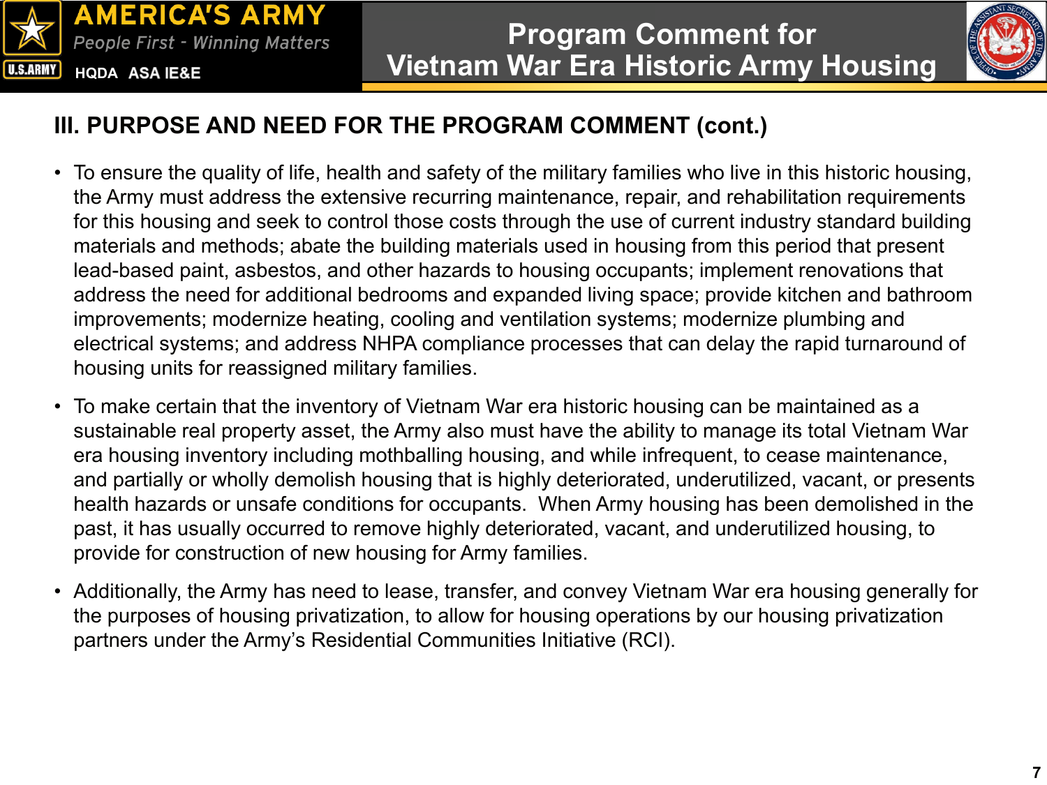## III. PURPOSE AND NEED FOR THE PROGRAM COMMENT (cont.)

- To ensure the quality of life, health and safety of the military families who live in this historic housing, the Army must address the extensive recurring maintenance, repair, and rehabilitation requirements for this housing and seek to control those costs through the use of current industry standard building materials and methods; abate the building materials used in housing from this period that present lead-based paint, asbestos, and other hazards to housing occupants; implement renovations that address the need for additional bedrooms and expanded living space; provide kitchen and bathroom improvements; modernize heating, cooling and ventilation systems; modernize plumbing and electrical systems; and address NHPA compliance processes that can delay the rapid turnaround of housing units for reassigned military families.

- To make certain that the inventory of Vietnam War era historic housing can be maintained as a sustainable real property asset, the Army also must have the ability to manage its total Vietnam War era housing inventory including mothballing housing, and while infrequent, to cease maintenance, and partially or wholly demolish housing that is highly deteriorated, underutilized, vacant, or presents health hazards or unsafe conditions for occupants. When Army housing has been demolished in the past, it has usually occurred to remove highly deteriorated, vacant, and underutilized housing, to provide for construction of new housing for Army families.

- Additionally, the Army has need to lease, transfer, and convey Vietnam War era housing generally for the purposes of housing privatization, to allow for housing operations by our housing privatization partners under the Army's Residential Communities Initiative (RCI).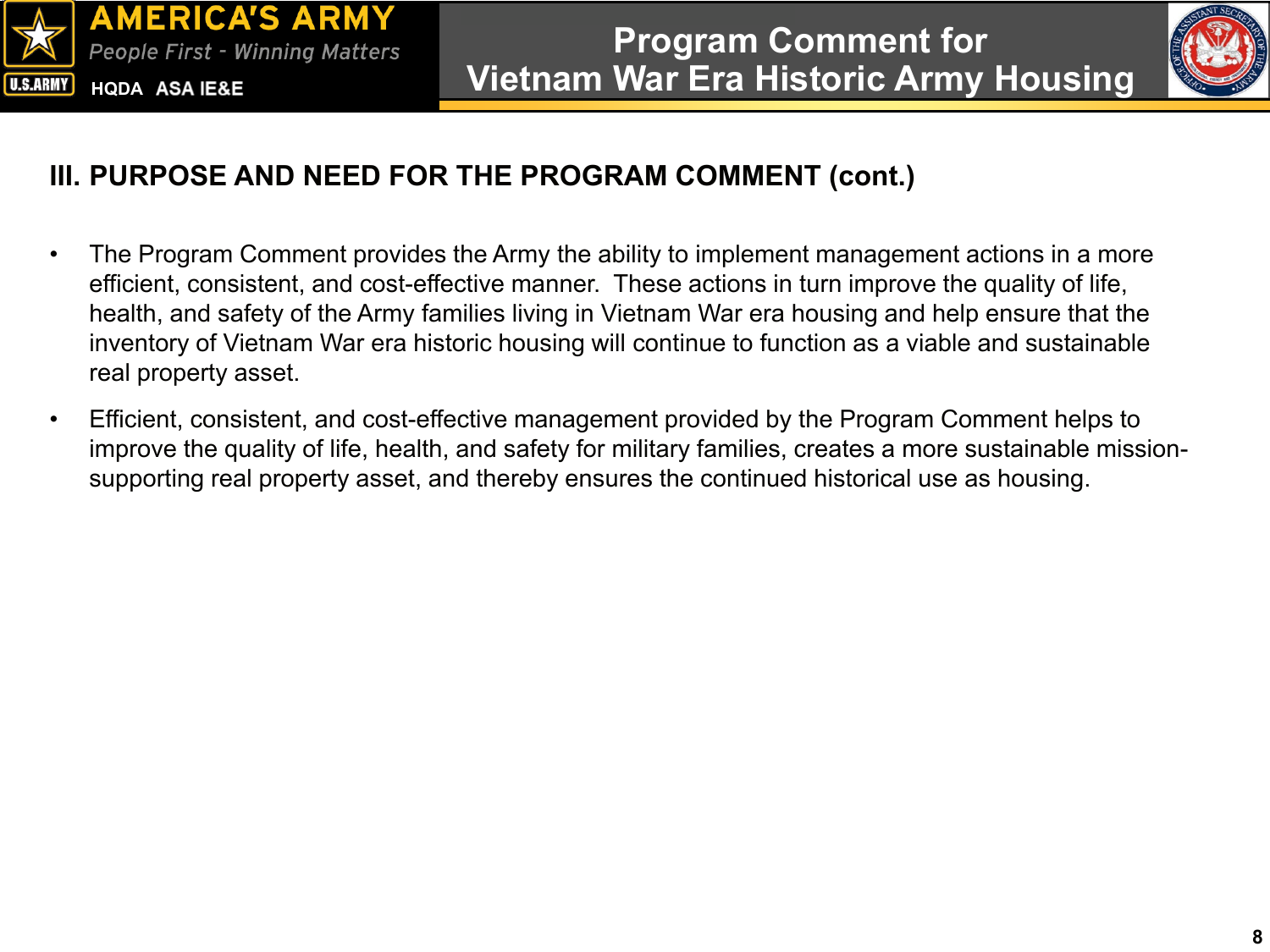## III. PURPOSE AND NEED FOR THE PROGRAM COMMENT (cont.)

- The Program Comment provides the Army the ability to implement management actions in a more efficient, consistent, and cost-effective manner. These actions in turn improve the quality of life, health, and safety of the Army families living in Vietnam War era housing and help ensure that the inventory of Vietnam War era historic housing will continue to function as a viable and sustainable real property asset.
- Efficient, consistent, and cost-effective management provided by the Program Comment helps to improve the quality of life, health, and safety for military families, creates a more sustainable mission-supporting real property asset, and thereby ensures the continued historical use as housing.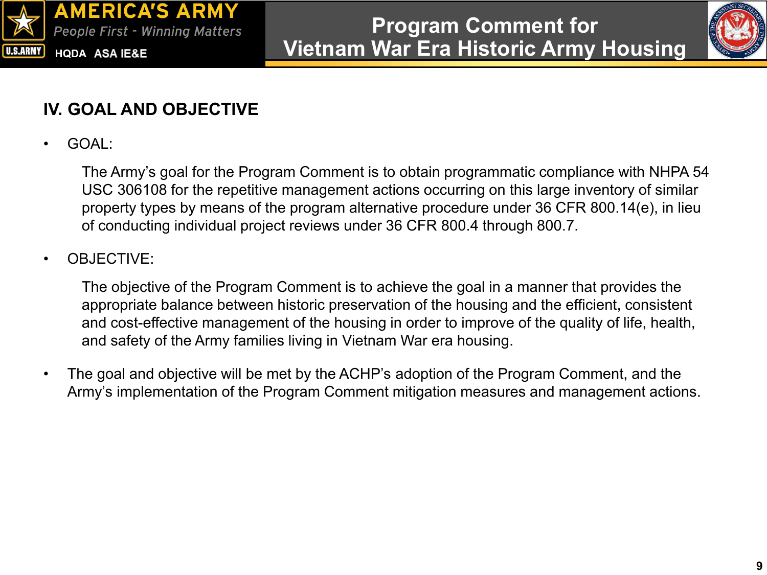## IV. GOAL AND OBJECTIVE

- GOAL:

  The Army's goal for the Program Comment is to obtain programmatic compliance with NHPA 54 USC 306108 for the repetitive management actions occurring on this large inventory of similar property types by means of the program alternative procedure under 36 CFR 800.14(e), in lieu of conducting individual project reviews under 36 CFR 800.4 through 800.7.

- OBJECTIVE:

  The objective of the Program Comment is to achieve the goal in a manner that provides the appropriate balance between historic preservation of the housing and the efficient, consistent and cost-effective management of the housing in order to improve of the quality of life, health, and safety of the Army families living in Vietnam War era housing.

- The goal and objective will be met by the ACHP's adoption of the Program Comment, and the Army's implementation of the Program Comment mitigation measures and management actions.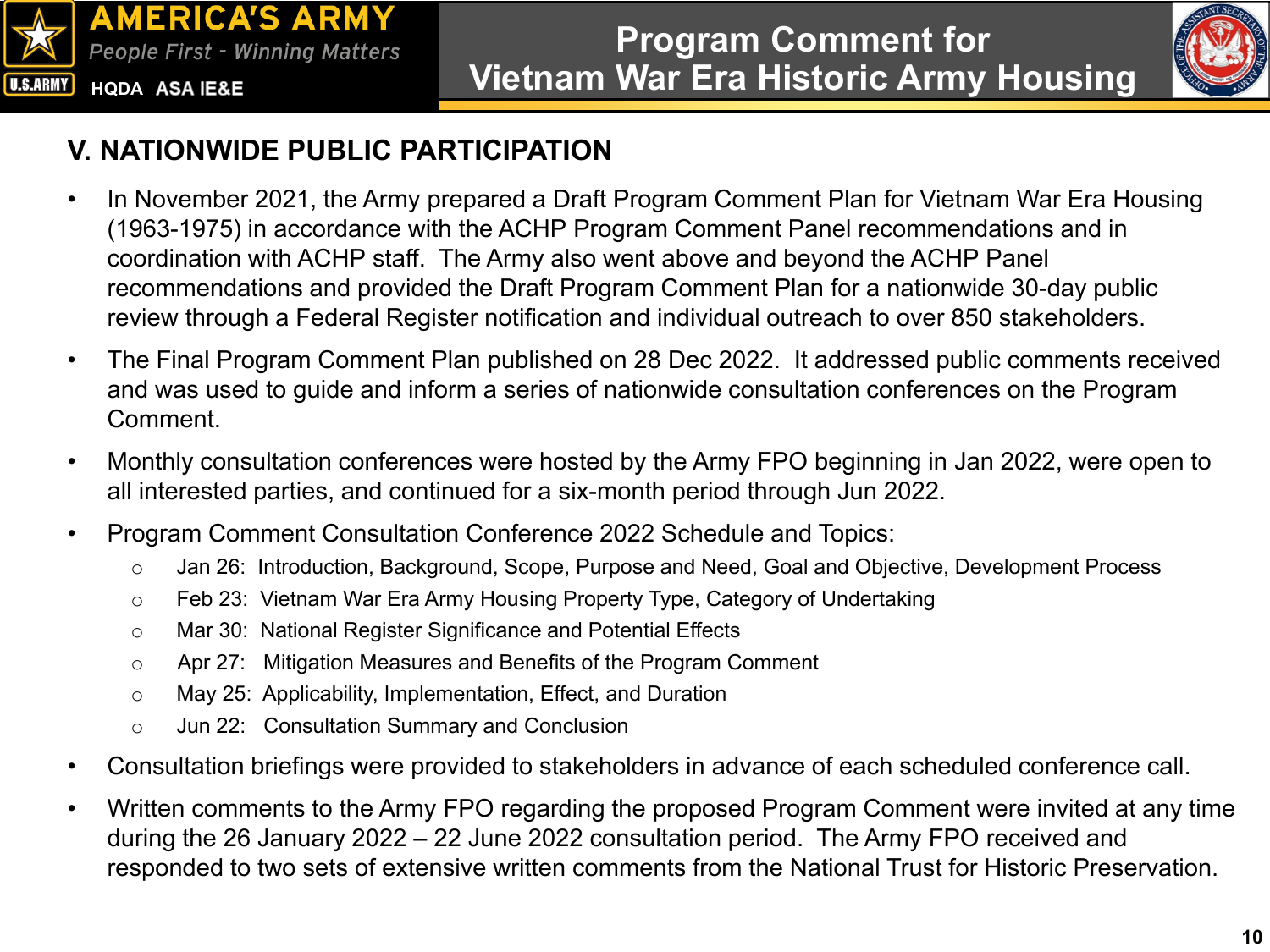## V. NATIONWIDE PUBLIC PARTICIPATION

- In November 2021, the Army prepared a Draft Program Comment Plan for Vietnam War Era Housing (1963-1975) in accordance with the ACHP Program Comment Panel recommendations and in coordination with ACHP staff. The Army also went above and beyond the ACHP Panel recommendations and provided the Draft Program Comment Plan for a nationwide 30-day public review through a Federal Register notification and individual outreach to over 850 stakeholders.
- The Final Program Comment Plan published on 28 Dec 2022. It addressed public comments received and was used to guide and inform a series of nationwide consultation conferences on the Program Comment.
- Monthly consultation conferences were hosted by the Army FPO beginning in Jan 2022, were open to all interested parties, and continued for a six-month period through Jun 2022.
- Program Comment Consultation Conference 2022 Schedule and Topics:
  - Jan 26: Introduction, Background, Scope, Purpose and Need, Goal and Objective, Development Process
  - Feb 23: Vietnam War Era Army Housing Property Type, Category of Undertaking
  - Mar 30: National Register Significance and Potential Effects
  - Apr 27: Mitigation Measures and Benefits of the Program Comment
  - May 25: Applicability, Implementation, Effect, and Duration
  - Jun 22: Consultation Summary and Conclusion
- Consultation briefings were provided to stakeholders in advance of each scheduled conference call.
- Written comments to the Army FPO regarding the proposed Program Comment were invited at any time during the 26 January 2022 – 22 June 2022 consultation period. The Army FPO received and responded to two sets of extensive written comments from the National Trust for Historic Preservation.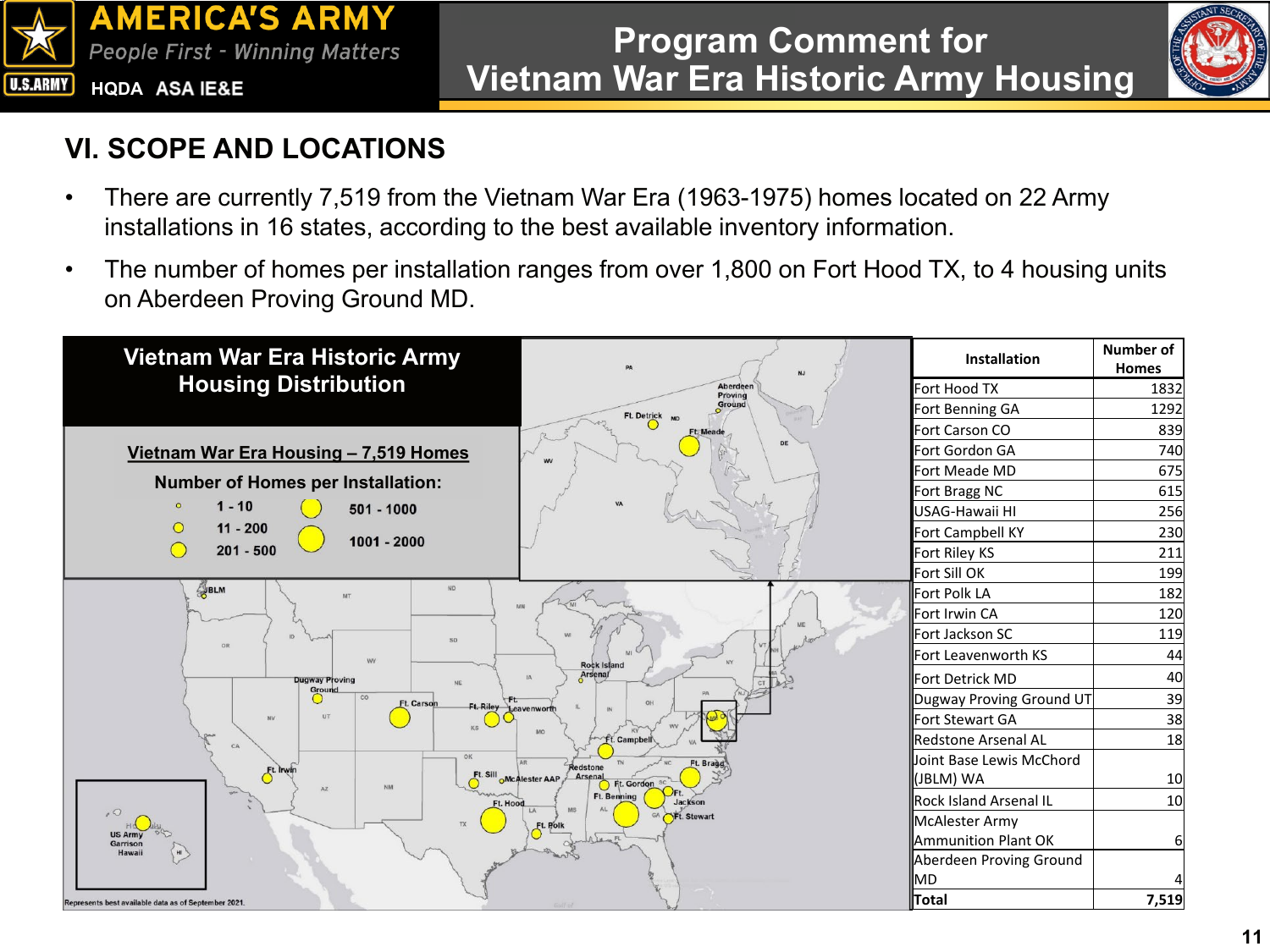## VI. SCOPE AND LOCATIONS

- There are currently 7,519 from the Vietnam War Era (1963-1975) homes located on 22 Army installations in 16 states, according to the best available inventory information.
- The number of homes per installation ranges from over 1,800 on Fort Hood TX, to 4 housing units on Aberdeen Proving Ground MD.

**Vietnam War Era Historic Army Housing Distribution**

Vietnam War Era Housing – 7,519 Homes

Number of Homes per Installation:

- 1 - 10
- 11 - 200
- 201 - 500
- 501 - 1000
- 1001 - 2000

Represents best available data as of September 2021.

| Installation | Number of Homes |
|---|---|
| Fort Hood TX | 1832 |
| Fort Benning GA | 1292 |
| Fort Carson CO | 839 |
| Fort Gordon GA | 740 |
| Fort Meade MD | 675 |
| Fort Bragg NC | 615 |
| USAG-Hawaii HI | 256 |
| Fort Campbell KY | 230 |
| Fort Riley KS | 211 |
| Fort Sill OK | 199 |
| Fort Polk LA | 182 |
| Fort Irwin CA | 120 |
| Fort Jackson SC | 119 |
| Fort Leavenworth KS | 44 |
| Fort Detrick MD | 40 |
| Dugway Proving Ground UT | 39 |
| Fort Stewart GA | 38 |
| Redstone Arsenal AL | 18 |
| Joint Base Lewis McChord (JBLM) WA | 10 |
| Rock Island Arsenal IL | 10 |
| McAlester Army Ammunition Plant OK | 6 |
| Aberdeen Proving Ground MD | 4 |
| **Total** | **7,519** |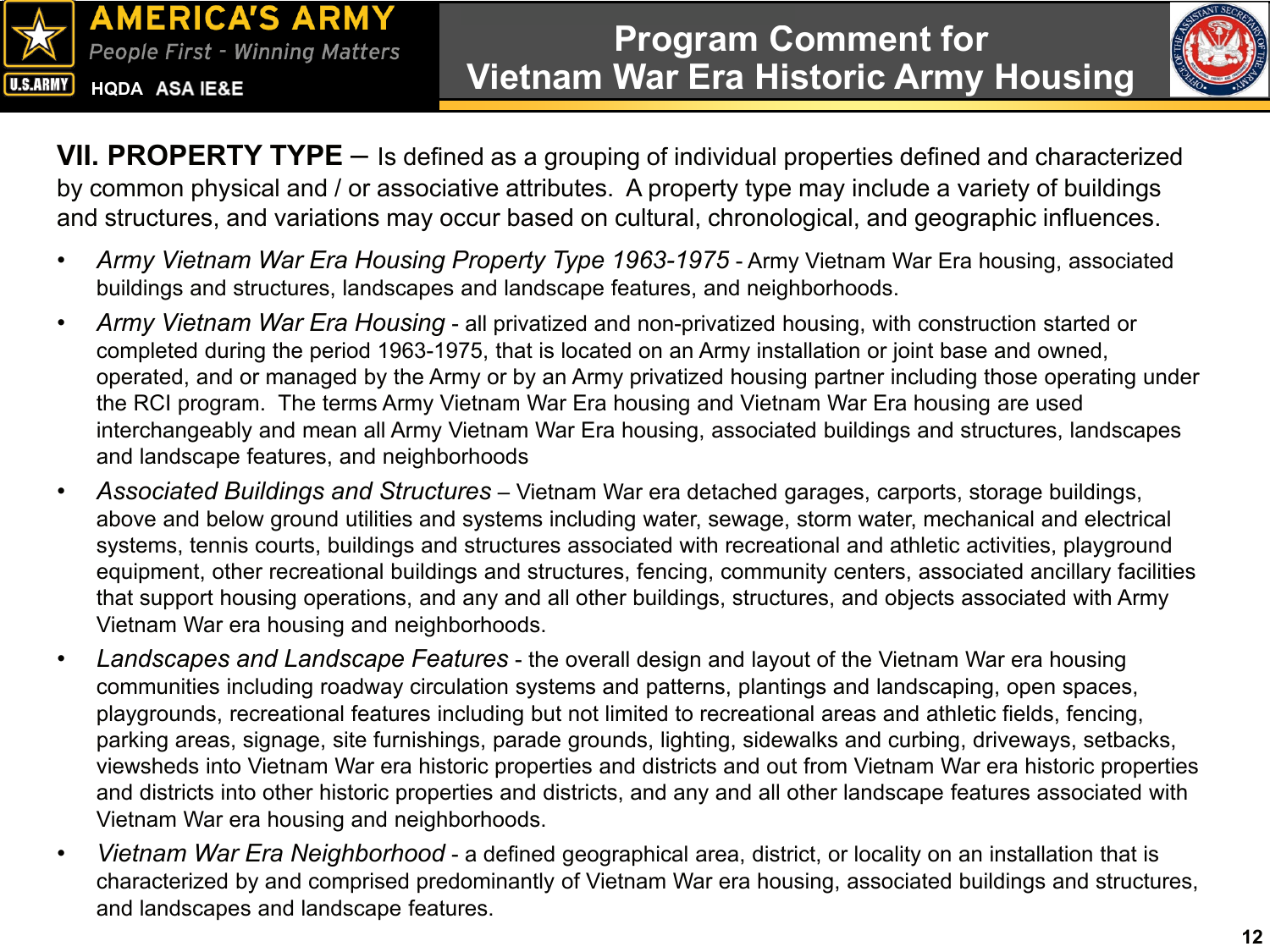**VII. PROPERTY TYPE** – Is defined as a grouping of individual properties defined and characterized by common physical and / or associative attributes. A property type may include a variety of buildings and structures, and variations may occur based on cultural, chronological, and geographic influences.

- *Army Vietnam War Era Housing Property Type 1963-1975* - Army Vietnam War Era housing, associated buildings and structures, landscapes and landscape features, and neighborhoods.
- *Army Vietnam War Era Housing* - all privatized and non-privatized housing, with construction started or completed during the period 1963-1975, that is located on an Army installation or joint base and owned, operated, and or managed by the Army or by an Army privatized housing partner including those operating under the RCI program. The terms Army Vietnam War Era housing and Vietnam War Era housing are used interchangeably and mean all Army Vietnam War Era housing, associated buildings and structures, landscapes and landscape features, and neighborhoods
- *Associated Buildings and Structures* – Vietnam War era detached garages, carports, storage buildings, above and below ground utilities and systems including water, sewage, storm water, mechanical and electrical systems, tennis courts, buildings and structures associated with recreational and athletic activities, playground equipment, other recreational buildings and structures, fencing, community centers, associated ancillary facilities that support housing operations, and any and all other buildings, structures, and objects associated with Army Vietnam War era housing and neighborhoods.
- *Landscapes and Landscape Features* - the overall design and layout of the Vietnam War era housing communities including roadway circulation systems and patterns, plantings and landscaping, open spaces, playgrounds, recreational features including but not limited to recreational areas and athletic fields, fencing, parking areas, signage, site furnishings, parade grounds, lighting, sidewalks and curbing, driveways, setbacks, viewsheds into Vietnam War era historic properties and districts and out from Vietnam War era historic properties and districts into other historic properties and districts, and any and all other landscape features associated with Vietnam War era housing and neighborhoods.
- *Vietnam War Era Neighborhood* - a defined geographical area, district, or locality on an installation that is characterized by and comprised predominantly of Vietnam War era housing, associated buildings and structures, and landscapes and landscape features.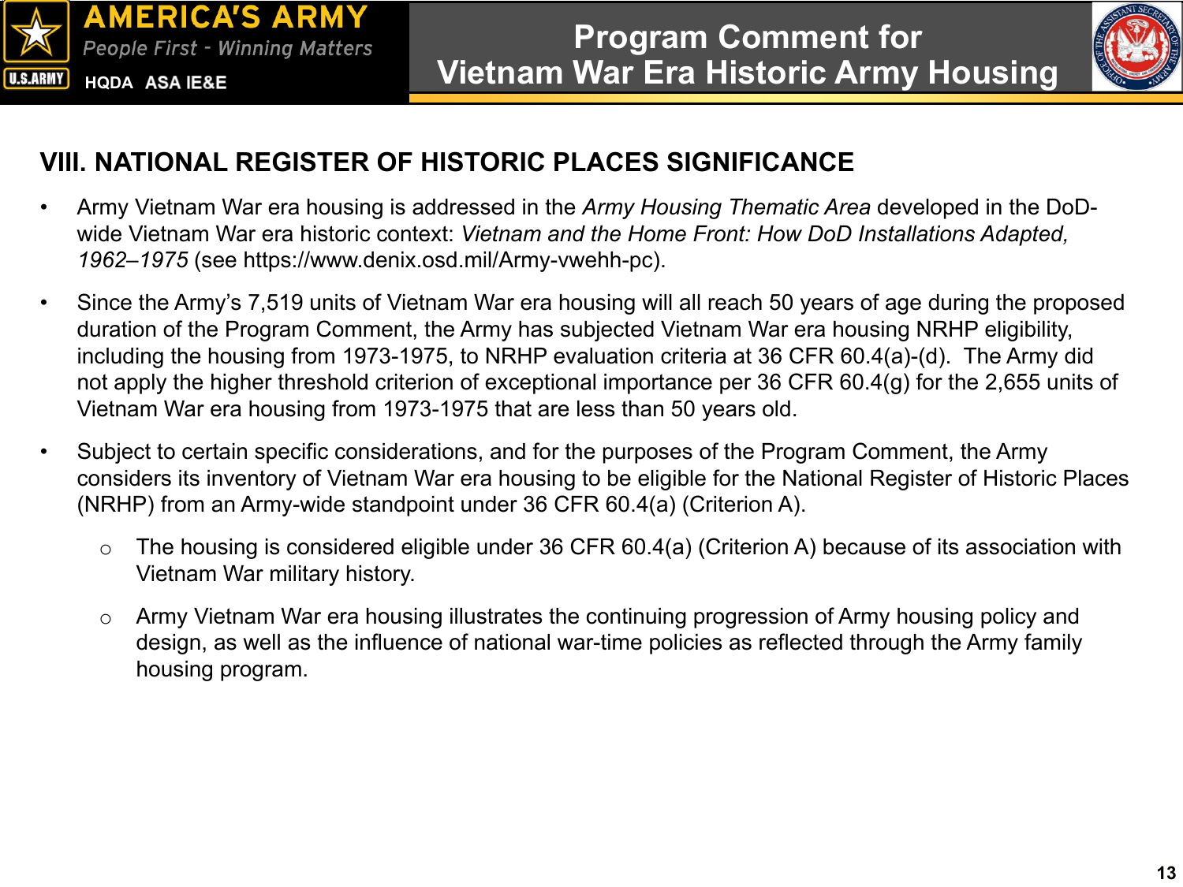## VIII. NATIONAL REGISTER OF HISTORIC PLACES SIGNIFICANCE

- Army Vietnam War era housing is addressed in the *Army Housing Thematic Area* developed in the DoD-wide Vietnam War era historic context: *Vietnam and the Home Front: How DoD Installations Adapted, 1962–1975* (see https://www.denix.osd.mil/Army-vwehh-pc).
- Since the Army's 7,519 units of Vietnam War era housing will all reach 50 years of age during the proposed duration of the Program Comment, the Army has subjected Vietnam War era housing NRHP eligibility, including the housing from 1973-1975, to NRHP evaluation criteria at 36 CFR 60.4(a)-(d). The Army did not apply the higher threshold criterion of exceptional importance per 36 CFR 60.4(g) for the 2,655 units of Vietnam War era housing from 1973-1975 that are less than 50 years old.
- Subject to certain specific considerations, and for the purposes of the Program Comment, the Army considers its inventory of Vietnam War era housing to be eligible for the National Register of Historic Places (NRHP) from an Army-wide standpoint under 36 CFR 60.4(a) (Criterion A).
  - The housing is considered eligible under 36 CFR 60.4(a) (Criterion A) because of its association with Vietnam War military history.
  - Army Vietnam War era housing illustrates the continuing progression of Army housing policy and design, as well as the influence of national war-time policies as reflected through the Army family housing program.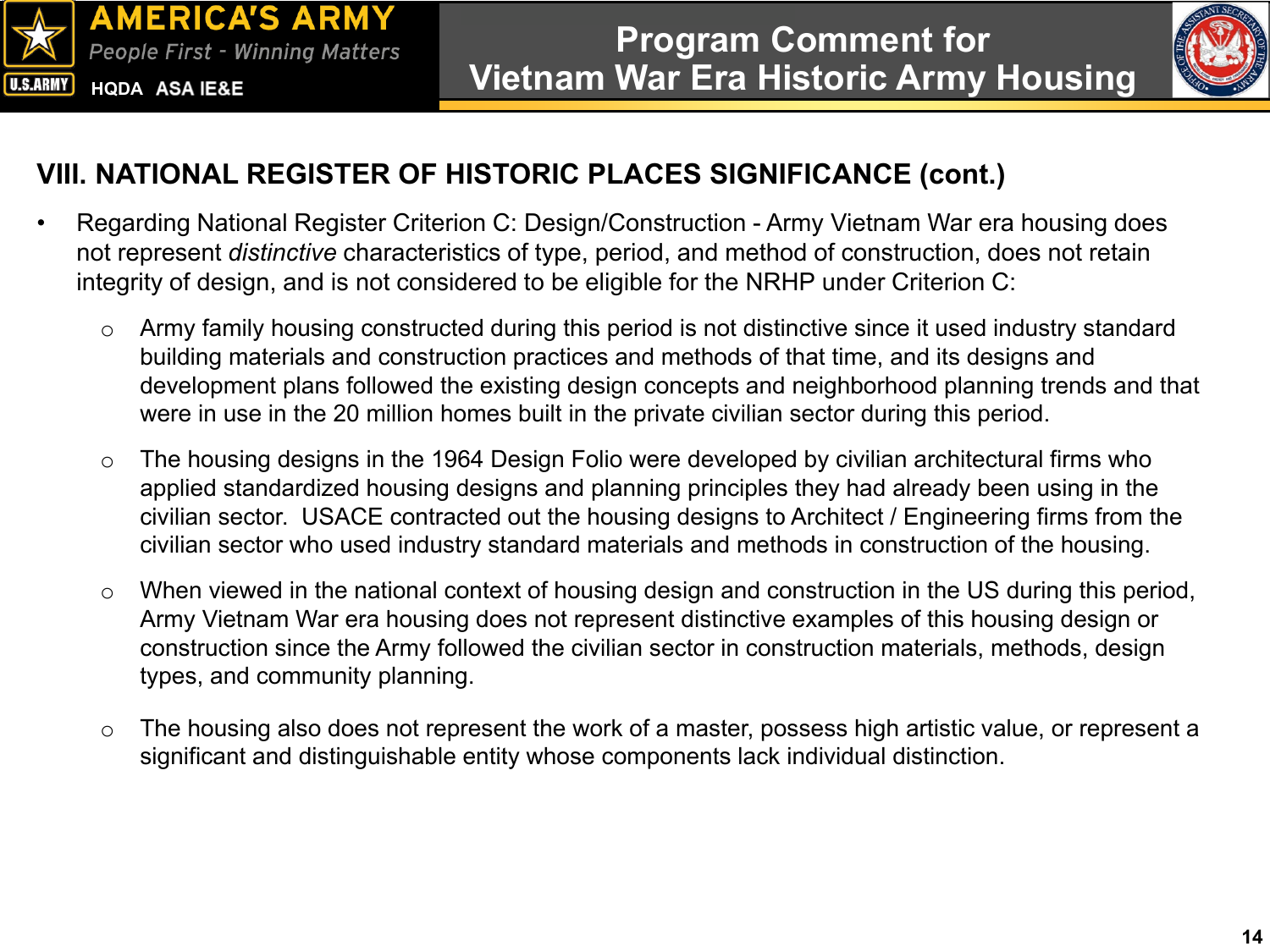## VIII. NATIONAL REGISTER OF HISTORIC PLACES SIGNIFICANCE (cont.)

- Regarding National Register Criterion C: Design/Construction - Army Vietnam War era housing does not represent *distinctive* characteristics of type, period, and method of construction, does not retain integrity of design, and is not considered to be eligible for the NRHP under Criterion C:
  - Army family housing constructed during this period is not distinctive since it used industry standard building materials and construction practices and methods of that time, and its designs and development plans followed the existing design concepts and neighborhood planning trends and that were in use in the 20 million homes built in the private civilian sector during this period.
  - The housing designs in the 1964 Design Folio were developed by civilian architectural firms who applied standardized housing designs and planning principles they had already been using in the civilian sector. USACE contracted out the housing designs to Architect / Engineering firms from the civilian sector who used industry standard materials and methods in construction of the housing.
  - When viewed in the national context of housing design and construction in the US during this period, Army Vietnam War era housing does not represent distinctive examples of this housing design or construction since the Army followed the civilian sector in construction materials, methods, design types, and community planning.
  - The housing also does not represent the work of a master, possess high artistic value, or represent a significant and distinguishable entity whose components lack individual distinction.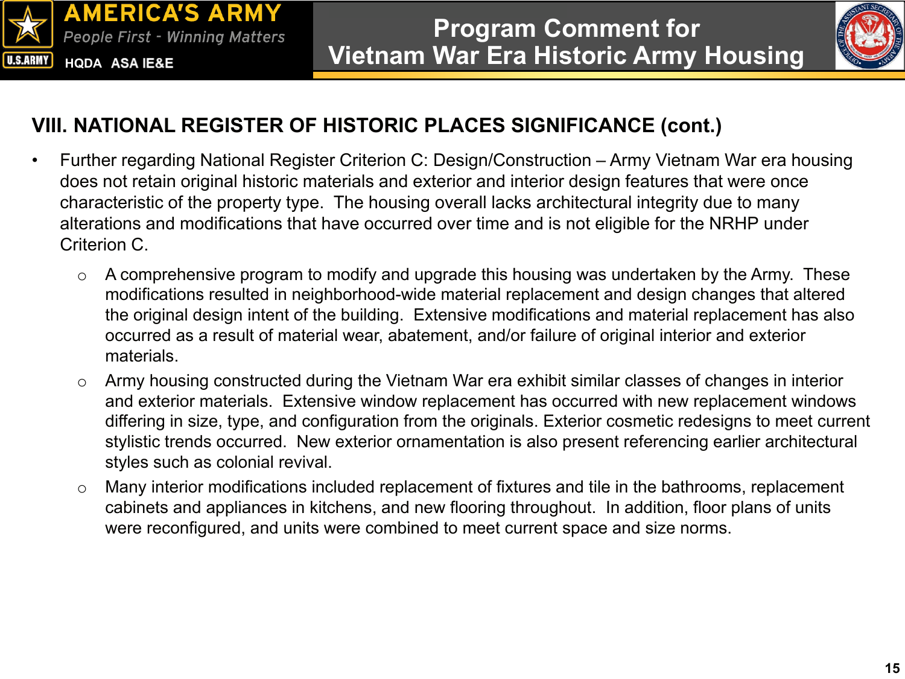## VIII. NATIONAL REGISTER OF HISTORIC PLACES SIGNIFICANCE (cont.)

- Further regarding National Register Criterion C: Design/Construction – Army Vietnam War era housing does not retain original historic materials and exterior and interior design features that were once characteristic of the property type. The housing overall lacks architectural integrity due to many alterations and modifications that have occurred over time and is not eligible for the NRHP under Criterion C.
  - A comprehensive program to modify and upgrade this housing was undertaken by the Army. These modifications resulted in neighborhood-wide material replacement and design changes that altered the original design intent of the building. Extensive modifications and material replacement has also occurred as a result of material wear, abatement, and/or failure of original interior and exterior materials.
  - Army housing constructed during the Vietnam War era exhibit similar classes of changes in interior and exterior materials. Extensive window replacement has occurred with new replacement windows differing in size, type, and configuration from the originals. Exterior cosmetic redesigns to meet current stylistic trends occurred. New exterior ornamentation is also present referencing earlier architectural styles such as colonial revival.
  - Many interior modifications included replacement of fixtures and tile in the bathrooms, replacement cabinets and appliances in kitchens, and new flooring throughout. In addition, floor plans of units were reconfigured, and units were combined to meet current space and size norms.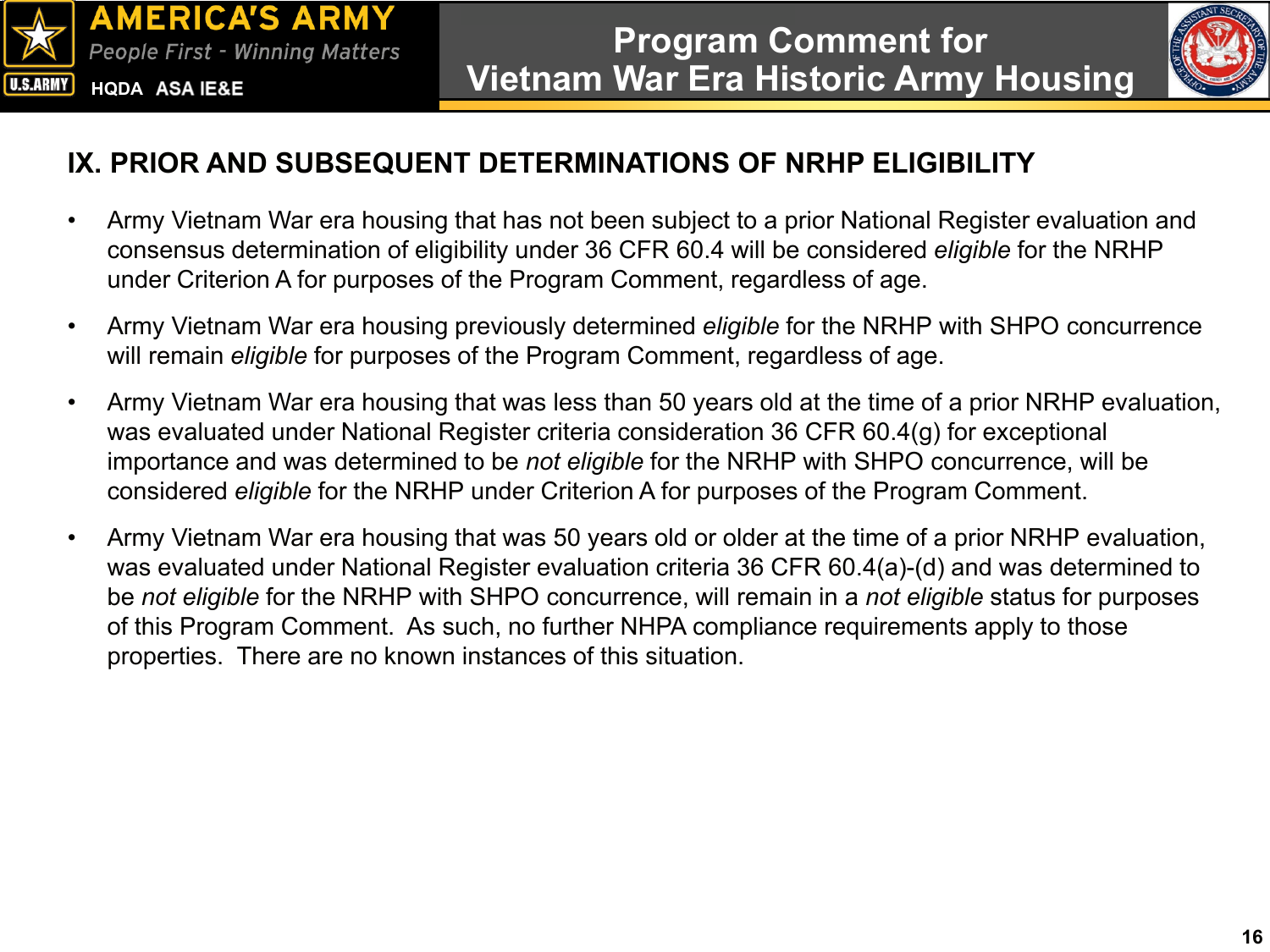## IX. PRIOR AND SUBSEQUENT DETERMINATIONS OF NRHP ELIGIBILITY

- Army Vietnam War era housing that has not been subject to a prior National Register evaluation and consensus determination of eligibility under 36 CFR 60.4 will be considered *eligible* for the NRHP under Criterion A for purposes of the Program Comment, regardless of age.
- Army Vietnam War era housing previously determined *eligible* for the NRHP with SHPO concurrence will remain *eligible* for purposes of the Program Comment, regardless of age.
- Army Vietnam War era housing that was less than 50 years old at the time of a prior NRHP evaluation, was evaluated under National Register criteria consideration 36 CFR 60.4(g) for exceptional importance and was determined to be *not eligible* for the NRHP with SHPO concurrence, will be considered *eligible* for the NRHP under Criterion A for purposes of the Program Comment.
- Army Vietnam War era housing that was 50 years old or older at the time of a prior NRHP evaluation, was evaluated under National Register evaluation criteria 36 CFR 60.4(a)-(d) and was determined to be *not eligible* for the NRHP with SHPO concurrence, will remain in a *not eligible* status for purposes of this Program Comment. As such, no further NHPA compliance requirements apply to those properties. There are no known instances of this situation.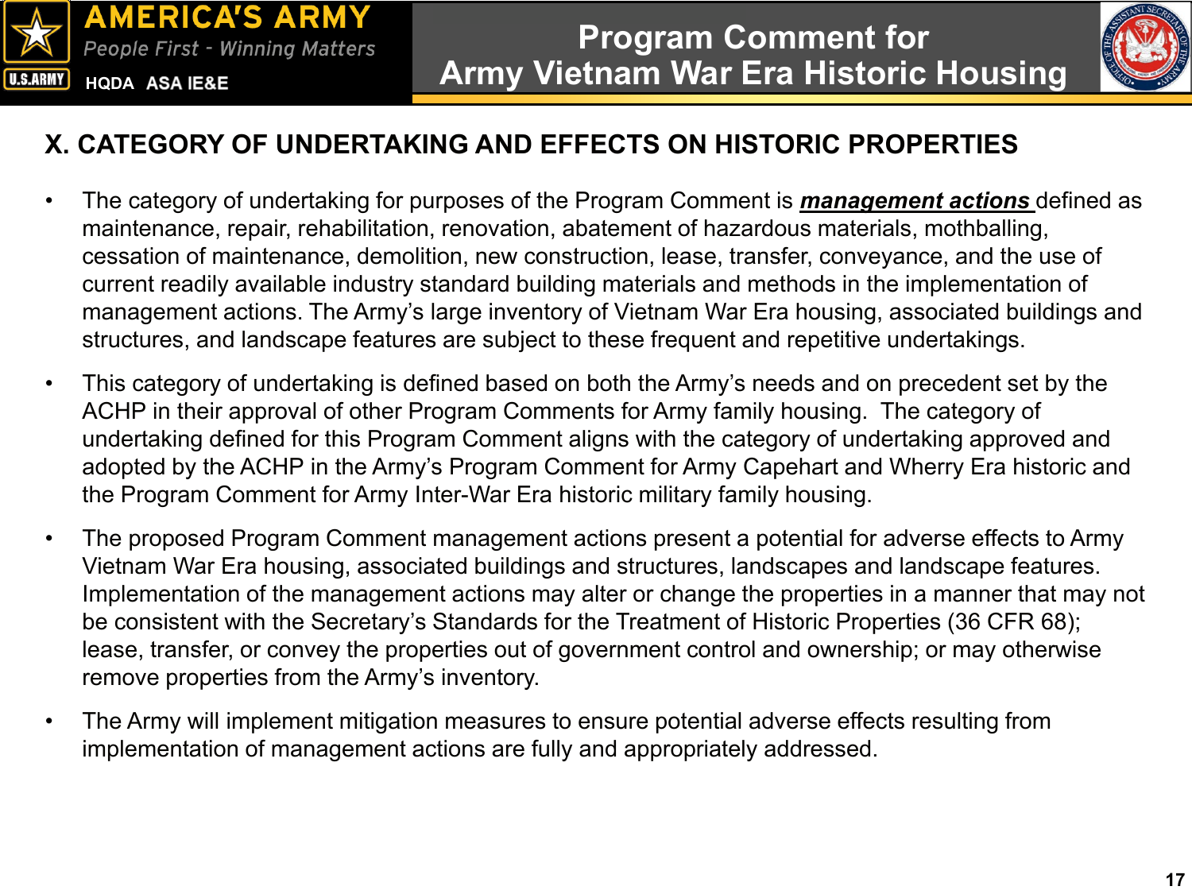# X. CATEGORY OF UNDERTAKING AND EFFECTS ON HISTORIC PROPERTIES

- The category of undertaking for purposes of the Program Comment is ***management actions*** defined as maintenance, repair, rehabilitation, renovation, abatement of hazardous materials, mothballing, cessation of maintenance, demolition, new construction, lease, transfer, conveyance, and the use of current readily available industry standard building materials and methods in the implementation of management actions. The Army's large inventory of Vietnam War Era housing, associated buildings and structures, and landscape features are subject to these frequent and repetitive undertakings.

- This category of undertaking is defined based on both the Army's needs and on precedent set by the ACHP in their approval of other Program Comments for Army family housing. The category of undertaking defined for this Program Comment aligns with the category of undertaking approved and adopted by the ACHP in the Army's Program Comment for Army Capehart and Wherry Era historic and the Program Comment for Army Inter-War Era historic military family housing.

- The proposed Program Comment management actions present a potential for adverse effects to Army Vietnam War Era housing, associated buildings and structures, landscapes and landscape features. Implementation of the management actions may alter or change the properties in a manner that may not be consistent with the Secretary's Standards for the Treatment of Historic Properties (36 CFR 68); lease, transfer, or convey the properties out of government control and ownership; or may otherwise remove properties from the Army's inventory.

- The Army will implement mitigation measures to ensure potential adverse effects resulting from implementation of management actions are fully and appropriately addressed.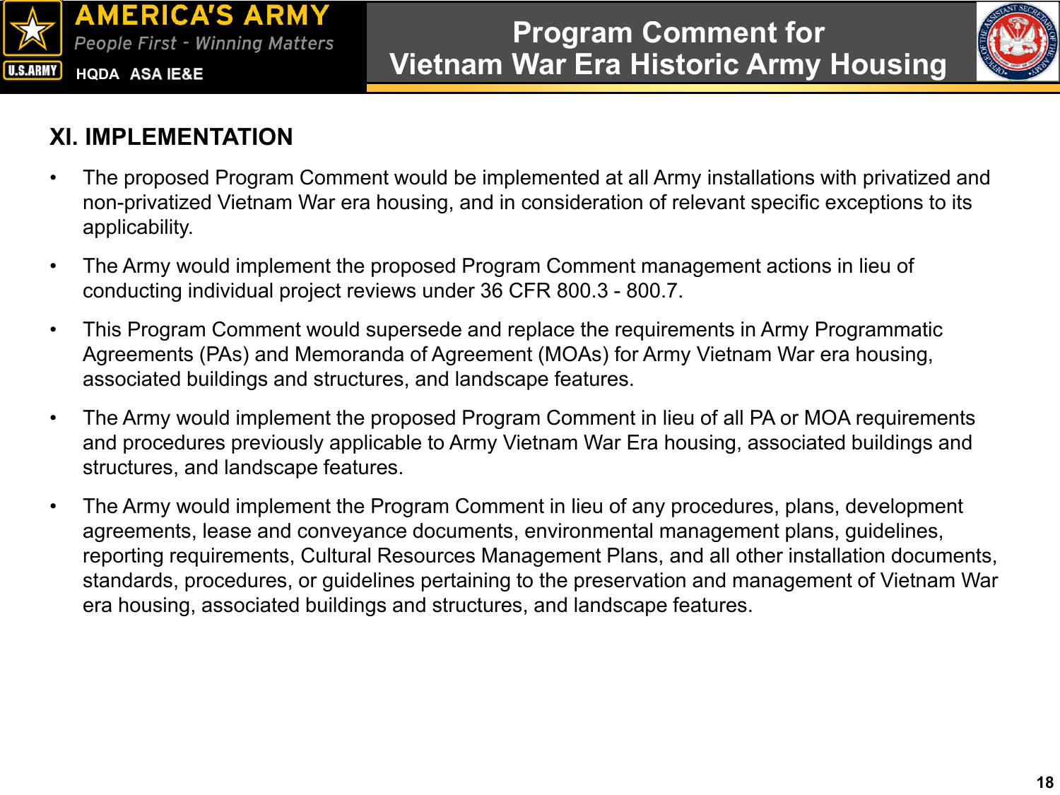## XI. IMPLEMENTATION

- The proposed Program Comment would be implemented at all Army installations with privatized and non-privatized Vietnam War era housing, and in consideration of relevant specific exceptions to its applicability.
- The Army would implement the proposed Program Comment management actions in lieu of conducting individual project reviews under 36 CFR 800.3 - 800.7.
- This Program Comment would supersede and replace the requirements in Army Programmatic Agreements (PAs) and Memoranda of Agreement (MOAs) for Army Vietnam War era housing, associated buildings and structures, and landscape features.
- The Army would implement the proposed Program Comment in lieu of all PA or MOA requirements and procedures previously applicable to Army Vietnam War Era housing, associated buildings and structures, and landscape features.
- The Army would implement the Program Comment in lieu of any procedures, plans, development agreements, lease and conveyance documents, environmental management plans, guidelines, reporting requirements, Cultural Resources Management Plans, and all other installation documents, standards, procedures, or guidelines pertaining to the preservation and management of Vietnam War era housing, associated buildings and structures, and landscape features.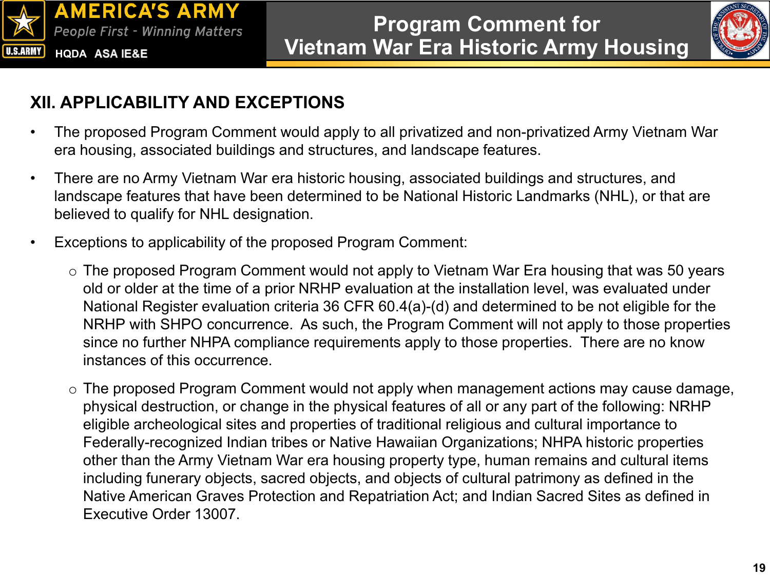## XII. APPLICABILITY AND EXCEPTIONS

- The proposed Program Comment would apply to all privatized and non-privatized Army Vietnam War era housing, associated buildings and structures, and landscape features.
- There are no Army Vietnam War era historic housing, associated buildings and structures, and landscape features that have been determined to be National Historic Landmarks (NHL), or that are believed to qualify for NHL designation.
- Exceptions to applicability of the proposed Program Comment:
  - The proposed Program Comment would not apply to Vietnam War Era housing that was 50 years old or older at the time of a prior NRHP evaluation at the installation level, was evaluated under National Register evaluation criteria 36 CFR 60.4(a)-(d) and determined to be not eligible for the NRHP with SHPO concurrence. As such, the Program Comment will not apply to those properties since no further NHPA compliance requirements apply to those properties. There are no know instances of this occurrence.
  - The proposed Program Comment would not apply when management actions may cause damage, physical destruction, or change in the physical features of all or any part of the following: NRHP eligible archeological sites and properties of traditional religious and cultural importance to Federally-recognized Indian tribes or Native Hawaiian Organizations; NHPA historic properties other than the Army Vietnam War era housing property type, human remains and cultural items including funerary objects, sacred objects, and objects of cultural patrimony as defined in the Native American Graves Protection and Repatriation Act; and Indian Sacred Sites as defined in Executive Order 13007.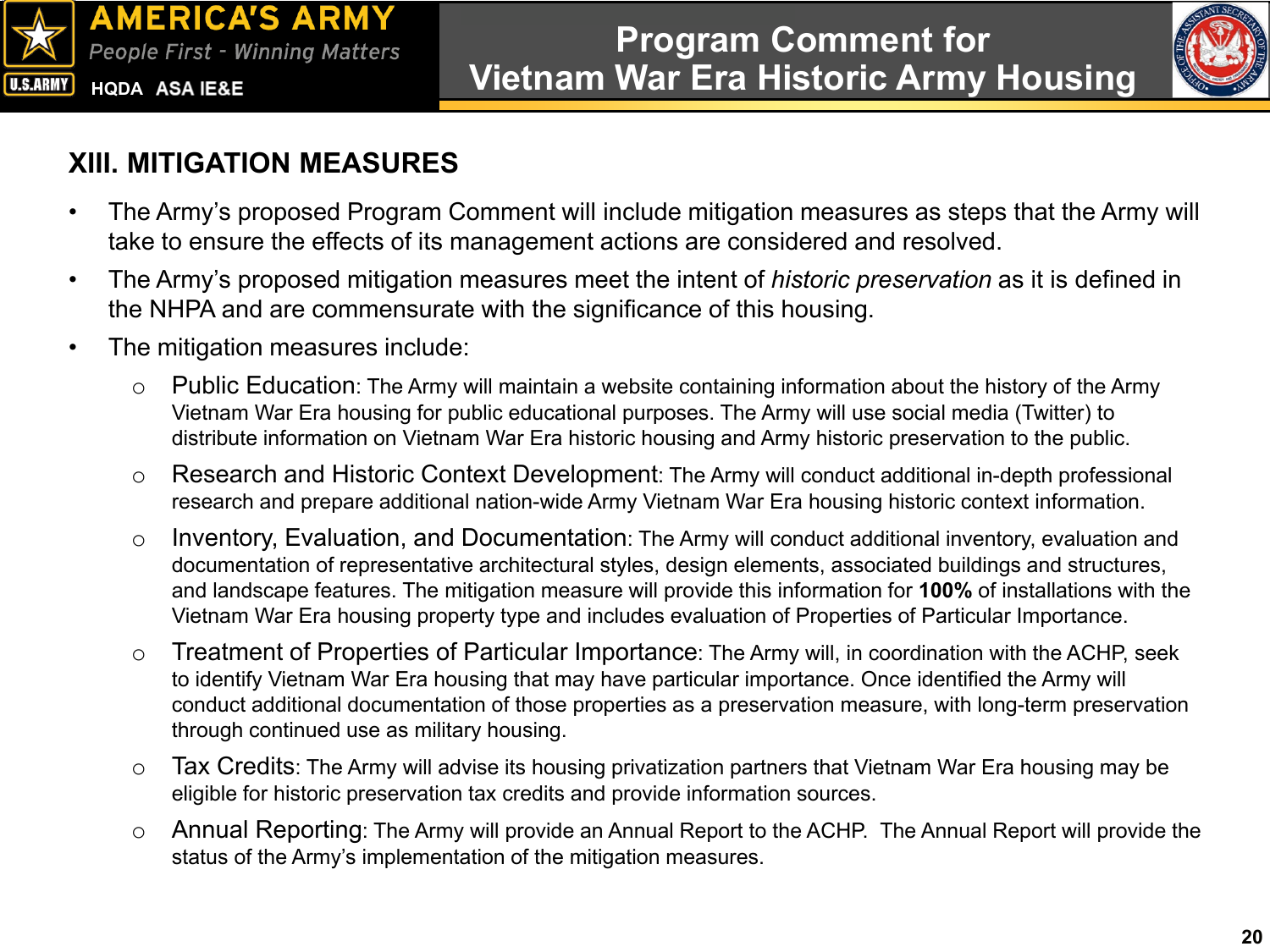## XIII. MITIGATION MEASURES

- The Army's proposed Program Comment will include mitigation measures as steps that the Army will take to ensure the effects of its management actions are considered and resolved.
- The Army's proposed mitigation measures meet the intent of *historic preservation* as it is defined in the NHPA and are commensurate with the significance of this housing.
- The mitigation measures include:
  - Public Education: The Army will maintain a website containing information about the history of the Army Vietnam War Era housing for public educational purposes. The Army will use social media (Twitter) to distribute information on Vietnam War Era historic housing and Army historic preservation to the public.
  - Research and Historic Context Development: The Army will conduct additional in-depth professional research and prepare additional nation-wide Army Vietnam War Era housing historic context information.
  - Inventory, Evaluation, and Documentation: The Army will conduct additional inventory, evaluation and documentation of representative architectural styles, design elements, associated buildings and structures, and landscape features. The mitigation measure will provide this information for **100%** of installations with the Vietnam War Era housing property type and includes evaluation of Properties of Particular Importance.
  - Treatment of Properties of Particular Importance: The Army will, in coordination with the ACHP, seek to identify Vietnam War Era housing that may have particular importance. Once identified the Army will conduct additional documentation of those properties as a preservation measure, with long-term preservation through continued use as military housing.
  - Tax Credits: The Army will advise its housing privatization partners that Vietnam War Era housing may be eligible for historic preservation tax credits and provide information sources.
  - Annual Reporting: The Army will provide an Annual Report to the ACHP. The Annual Report will provide the status of the Army's implementation of the mitigation measures.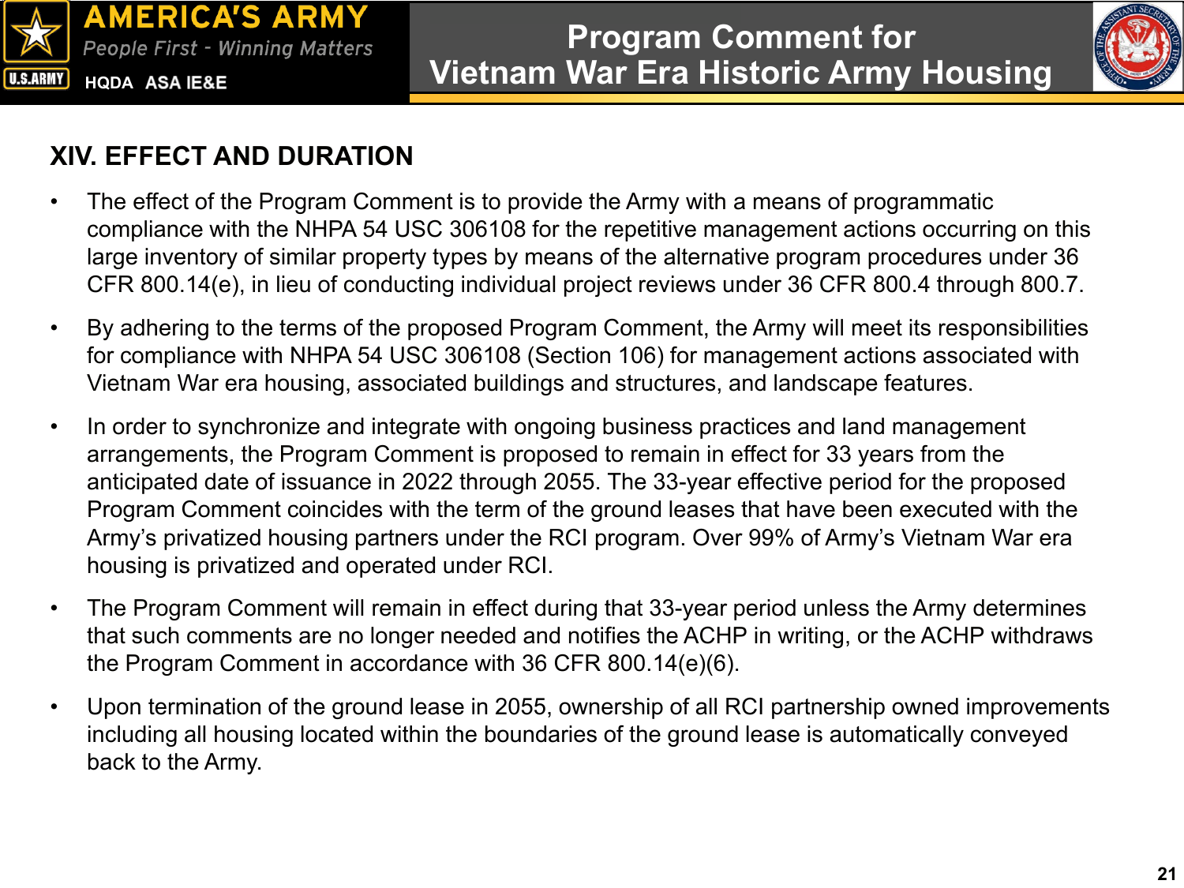## XIV. EFFECT AND DURATION

- The effect of the Program Comment is to provide the Army with a means of programmatic compliance with the NHPA 54 USC 306108 for the repetitive management actions occurring on this large inventory of similar property types by means of the alternative program procedures under 36 CFR 800.14(e), in lieu of conducting individual project reviews under 36 CFR 800.4 through 800.7.
- By adhering to the terms of the proposed Program Comment, the Army will meet its responsibilities for compliance with NHPA 54 USC 306108 (Section 106) for management actions associated with Vietnam War era housing, associated buildings and structures, and landscape features.
- In order to synchronize and integrate with ongoing business practices and land management arrangements, the Program Comment is proposed to remain in effect for 33 years from the anticipated date of issuance in 2022 through 2055. The 33-year effective period for the proposed Program Comment coincides with the term of the ground leases that have been executed with the Army's privatized housing partners under the RCI program. Over 99% of Army's Vietnam War era housing is privatized and operated under RCI.
- The Program Comment will remain in effect during that 33-year period unless the Army determines that such comments are no longer needed and notifies the ACHP in writing, or the ACHP withdraws the Program Comment in accordance with 36 CFR 800.14(e)(6).
- Upon termination of the ground lease in 2055, ownership of all RCI partnership owned improvements including all housing located within the boundaries of the ground lease is automatically conveyed back to the Army.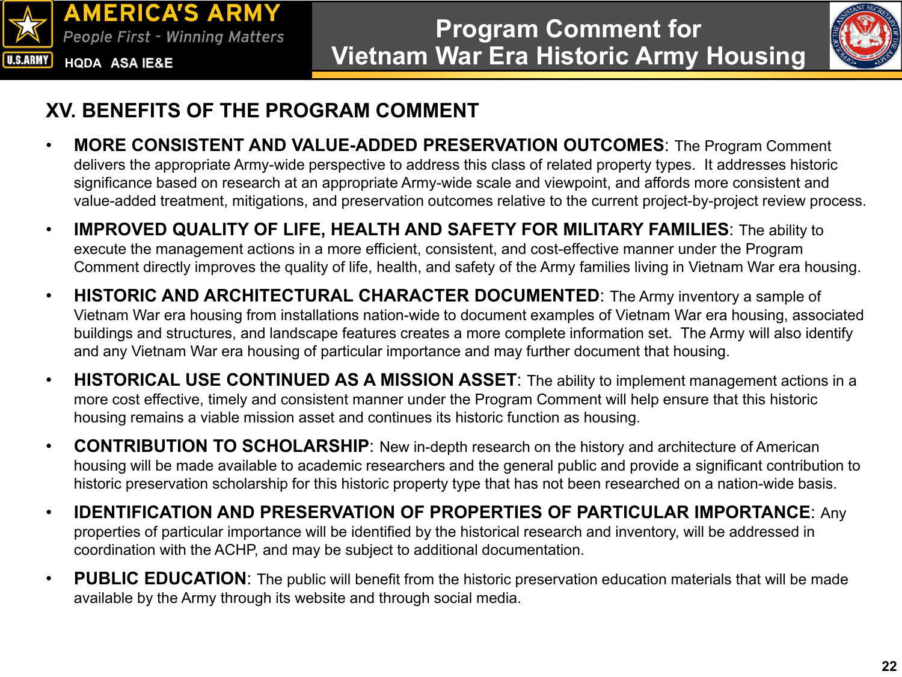## XV. BENEFITS OF THE PROGRAM COMMENT

- **MORE CONSISTENT AND VALUE-ADDED PRESERVATION OUTCOMES**: The Program Comment delivers the appropriate Army-wide perspective to address this class of related property types. It addresses historic significance based on research at an appropriate Army-wide scale and viewpoint, and affords more consistent and value-added treatment, mitigations, and preservation outcomes relative to the current project-by-project review process.
- **IMPROVED QUALITY OF LIFE, HEALTH AND SAFETY FOR MILITARY FAMILIES**: The ability to execute the management actions in a more efficient, consistent, and cost-effective manner under the Program Comment directly improves the quality of life, health, and safety of the Army families living in Vietnam War era housing.
- **HISTORIC AND ARCHITECTURAL CHARACTER DOCUMENTED**: The Army inventory a sample of Vietnam War era housing from installations nation-wide to document examples of Vietnam War era housing, associated buildings and structures, and landscape features creates a more complete information set. The Army will also identify and any Vietnam War era housing of particular importance and may further document that housing.
- **HISTORICAL USE CONTINUED AS A MISSION ASSET**: The ability to implement management actions in a more cost effective, timely and consistent manner under the Program Comment will help ensure that this historic housing remains a viable mission asset and continues its historic function as housing.
- **CONTRIBUTION TO SCHOLARSHIP**: New in-depth research on the history and architecture of American housing will be made available to academic researchers and the general public and provide a significant contribution to historic preservation scholarship for this historic property type that has not been researched on a nation-wide basis.
- **IDENTIFICATION AND PRESERVATION OF PROPERTIES OF PARTICULAR IMPORTANCE**: Any properties of particular importance will be identified by the historical research and inventory, will be addressed in coordination with the ACHP, and may be subject to additional documentation.
- **PUBLIC EDUCATION**: The public will benefit from the historic preservation education materials that will be made available by the Army through its website and through social media.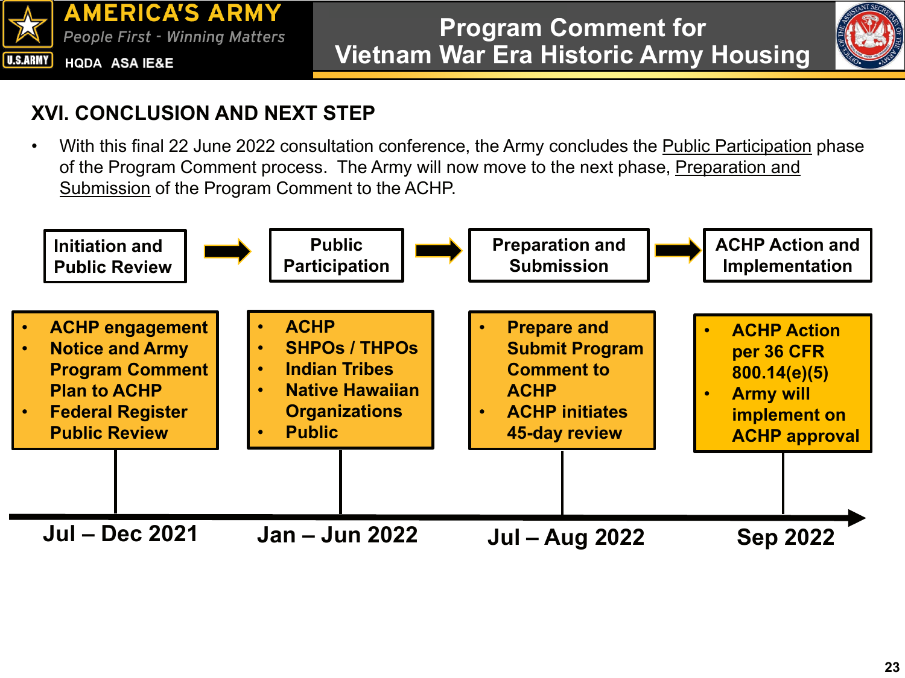# XVI. CONCLUSION AND NEXT STEP

- With this final 22 June 2022 consultation conference, the Army concludes the Public Participation phase of the Program Comment process. The Army will now move to the next phase, Preparation and Submission of the Program Comment to the ACHP.

**Initiation and Public Review** → **Public Participation** → **Preparation and Submission** → **ACHP Action and Implementation**

**Initiation and Public Review (Jul – Dec 2021)**
- ACHP engagement
- Notice and Army Program Comment Plan to ACHP
- Federal Register Public Review

**Public Participation (Jan – Jun 2022)**
- ACHP
- SHPOs / THPOs
- Indian Tribes
- Native Hawaiian Organizations
- Public

**Preparation and Submission (Jul – Aug 2022)**
- Prepare and Submit Program Comment to ACHP
- ACHP initiates 45-day review

**ACHP Action and Implementation (Sep 2022)**
- ACHP Action per 36 CFR 800.14(e)(5)
- Army will implement on ACHP approval